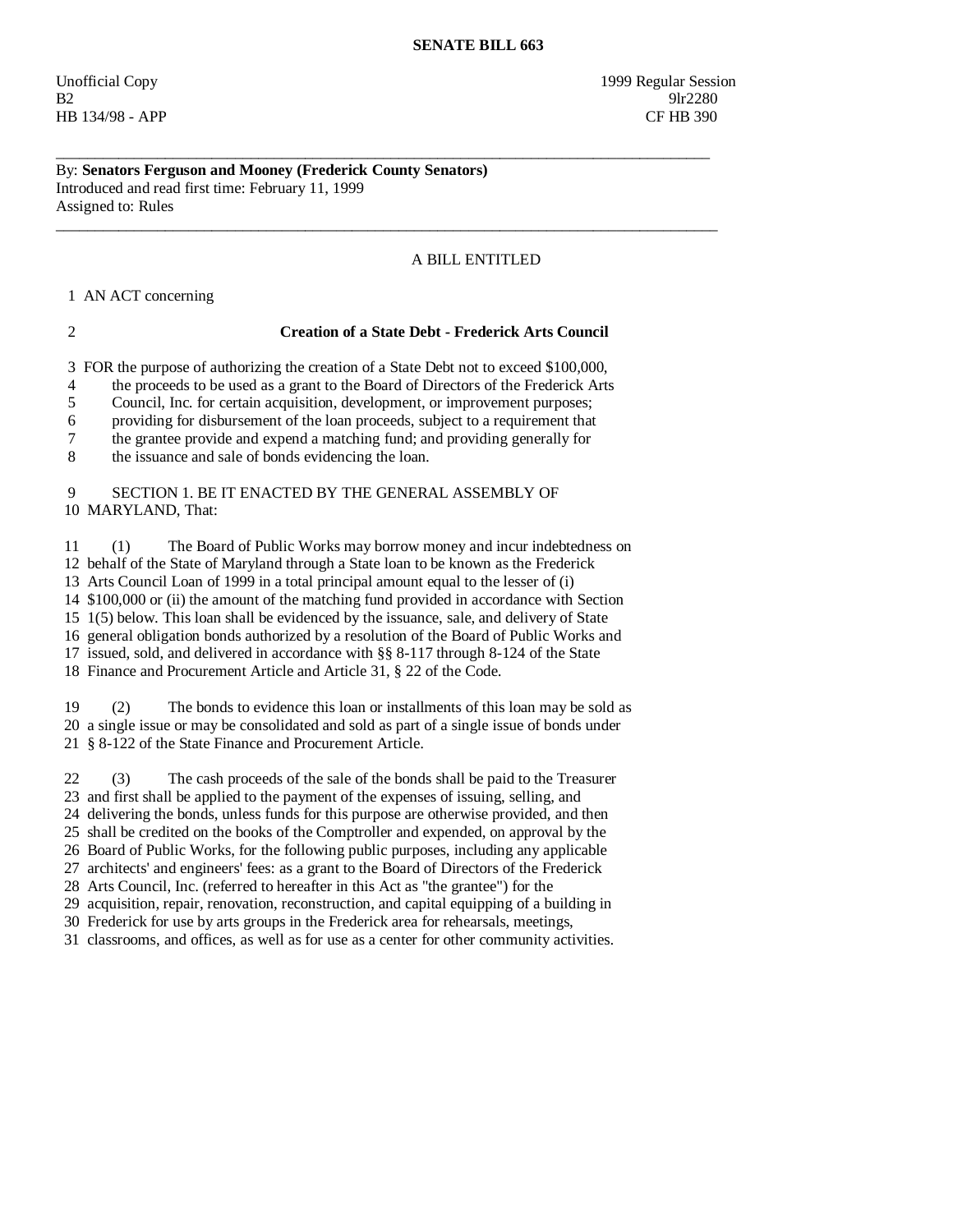# SENATE BILL 663

Unofficial Copy 1999 Regular Session
B2 9lr2280
HB 134/98 - APP CF HB 390

---

By: **Senators Ferguson and Mooney (Frederick County Senators)**
Introduced and read first time: February 11, 1999
Assigned to: Rules

---

A BILL ENTITLED

1 AN ACT concerning

2 **Creation of a State Debt - Frederick Arts Council**

3 FOR the purpose of authorizing the creation of a State Debt not to exceed $100,000,
4 the proceeds to be used as a grant to the Board of Directors of the Frederick Arts
5 Council, Inc. for certain acquisition, development, or improvement purposes;
6 providing for disbursement of the loan proceeds, subject to a requirement that
7 the grantee provide and expend a matching fund; and providing generally for
8 the issuance and sale of bonds evidencing the loan.

9 SECTION 1. BE IT ENACTED BY THE GENERAL ASSEMBLY OF
10 MARYLAND, That:

11 (1) The Board of Public Works may borrow money and incur indebtedness on
12 behalf of the State of Maryland through a State loan to be known as the Frederick
13 Arts Council Loan of 1999 in a total principal amount equal to the lesser of (i)
14 $100,000 or (ii) the amount of the matching fund provided in accordance with Section
15 1(5) below. This loan shall be evidenced by the issuance, sale, and delivery of State
16 general obligation bonds authorized by a resolution of the Board of Public Works and
17 issued, sold, and delivered in accordance with §§ 8-117 through 8-124 of the State
18 Finance and Procurement Article and Article 31, § 22 of the Code.

19 (2) The bonds to evidence this loan or installments of this loan may be sold as
20 a single issue or may be consolidated and sold as part of a single issue of bonds under
21 § 8-122 of the State Finance and Procurement Article.

22 (3) The cash proceeds of the sale of the bonds shall be paid to the Treasurer
23 and first shall be applied to the payment of the expenses of issuing, selling, and
24 delivering the bonds, unless funds for this purpose are otherwise provided, and then
25 shall be credited on the books of the Comptroller and expended, on approval by the
26 Board of Public Works, for the following public purposes, including any applicable
27 architects' and engineers' fees: as a grant to the Board of Directors of the Frederick
28 Arts Council, Inc. (referred to hereafter in this Act as "the grantee") for the
29 acquisition, repair, renovation, reconstruction, and capital equipping of a building in
30 Frederick for use by arts groups in the Frederick area for rehearsals, meetings,
31 classrooms, and offices, as well as for use as a center for other community activities.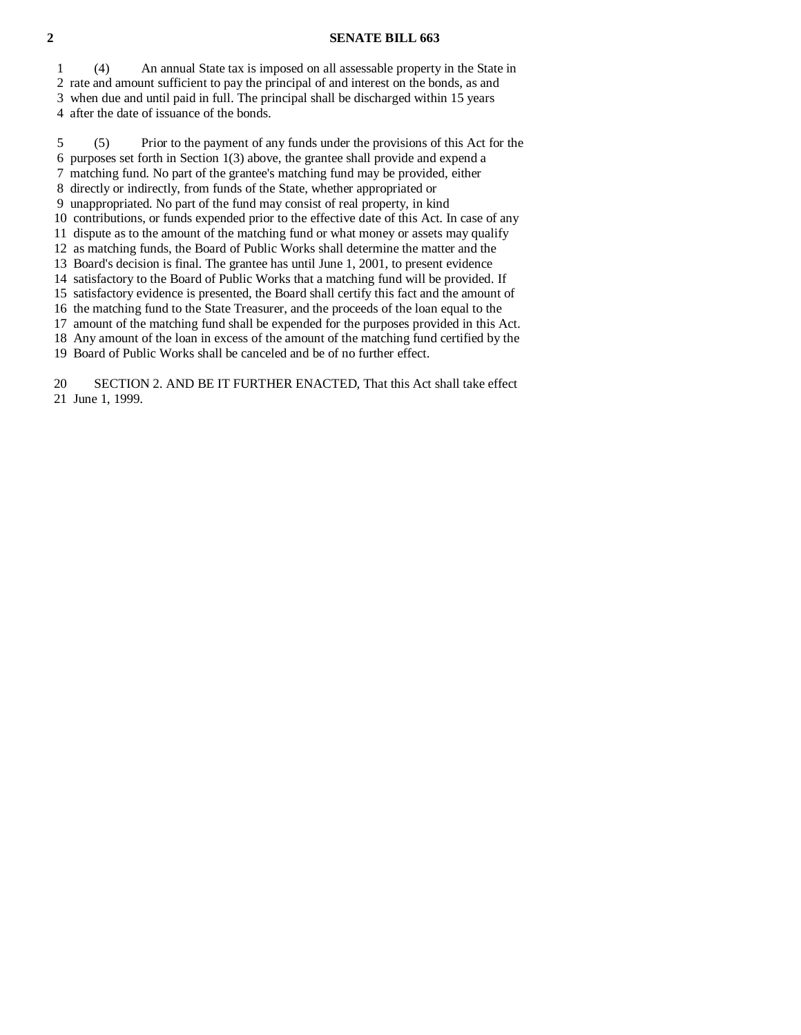(4) An annual State tax is imposed on all assessable property in the State in rate and amount sufficient to pay the principal of and interest on the bonds, as and when due and until paid in full. The principal shall be discharged within 15 years after the date of issuance of the bonds.

(5) Prior to the payment of any funds under the provisions of this Act for the purposes set forth in Section 1(3) above, the grantee shall provide and expend a matching fund. No part of the grantee's matching fund may be provided, either directly or indirectly, from funds of the State, whether appropriated or unappropriated. No part of the fund may consist of real property, in kind contributions, or funds expended prior to the effective date of this Act. In case of any dispute as to the amount of the matching fund or what money or assets may qualify as matching funds, the Board of Public Works shall determine the matter and the Board's decision is final. The grantee has until June 1, 2001, to present evidence satisfactory to the Board of Public Works that a matching fund will be provided. If satisfactory evidence is presented, the Board shall certify this fact and the amount of the matching fund to the State Treasurer, and the proceeds of the loan equal to the amount of the matching fund shall be expended for the purposes provided in this Act. Any amount of the loan in excess of the amount of the matching fund certified by the Board of Public Works shall be canceled and be of no further effect.

SECTION 2. AND BE IT FURTHER ENACTED, That this Act shall take effect June 1, 1999.